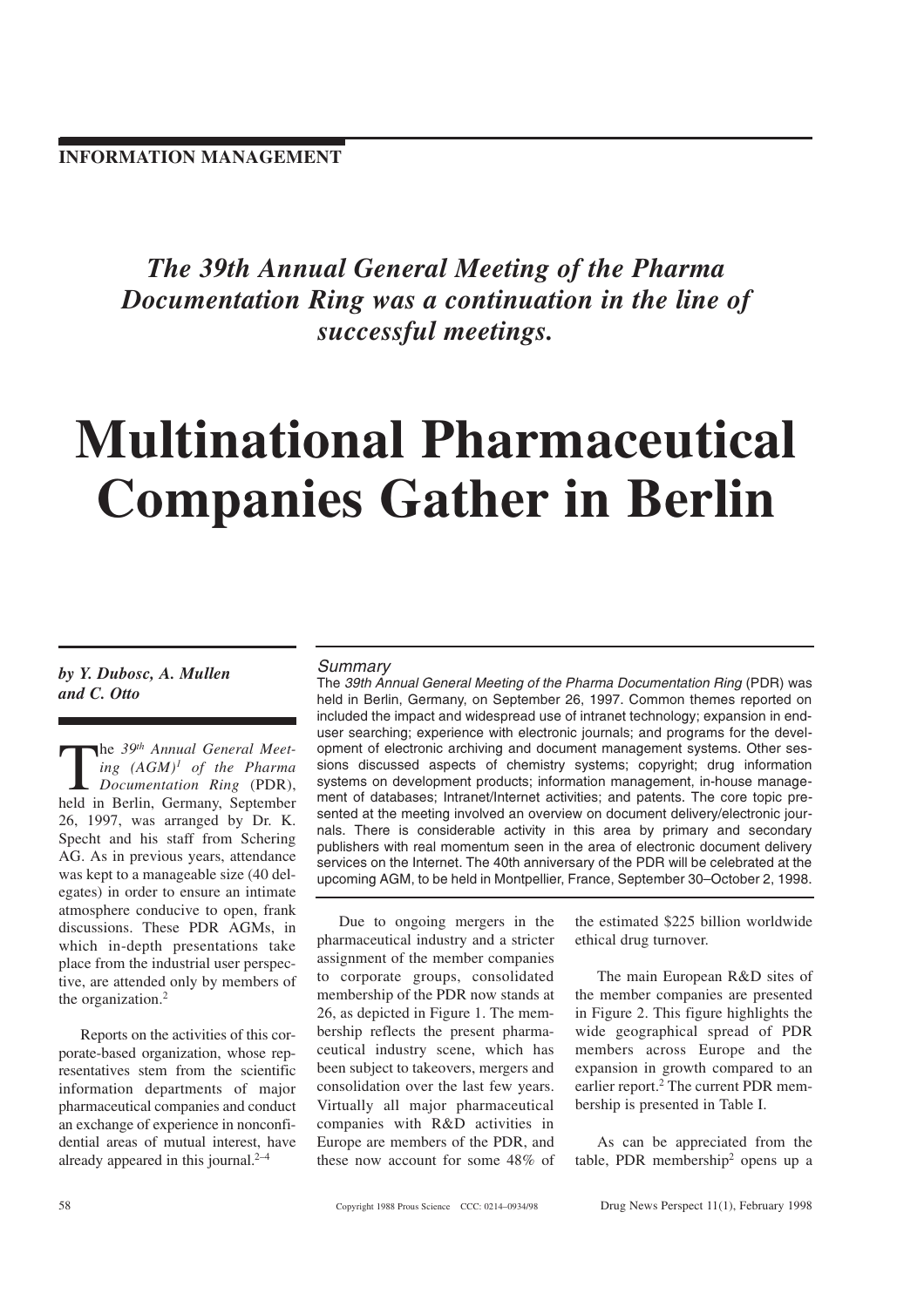INFORMATION MANAGEMENT

*The 39th Annual General Meeting of the Pharma Documentation Ring was a continuation in the line of successful meetings.*

# Multinational Pharmaceutical Companies Gather in Berlin

***by Y. Dubosc, A. Mullen and C. Otto***

*Summary*

The *39th Annual General Meeting of the Pharma Documentation Ring* (PDR) was held in Berlin, Germany, on September 26, 1997. Common themes reported on included the impact and widespread use of intranet technology; expansion in end-user searching; experience with electronic journals; and programs for the development of electronic archiving and document management systems. Other sessions discussed aspects of chemistry systems; copyright; drug information systems on development products; information management, in-house management of databases; Intranet/Internet activities; and patents. The core topic presented at the meeting involved an overview on document delivery/electronic journals. There is considerable activity in this area by primary and secondary publishers with real momentum seen in the area of electronic document delivery services on the Internet. The 40th anniversary of the PDR will be celebrated at the upcoming AGM, to be held in Montpellier, France, September 30–October 2, 1998.

The *39th Annual General Meeting (AGM)*[1] *of the Pharma Documentation Ring* (PDR), held in Berlin, Germany, September 26, 1997, was arranged by Dr. K. Specht and his staff from Schering AG. As in previous years, attendance was kept to a manageable size (40 delegates) in order to ensure an intimate atmosphere conducive to open, frank discussions. These PDR AGMs, in which in-depth presentations take place from the industrial user perspective, are attended only by members of the organization.[2]

Reports on the activities of this corporate-based organization, whose representatives stem from the scientific information departments of major pharmaceutical companies and conduct an exchange of experience in nonconfidential areas of mutual interest, have already appeared in this journal.[2–4]

Due to ongoing mergers in the pharmaceutical industry and a stricter assignment of the member companies to corporate groups, consolidated membership of the PDR now stands at 26, as depicted in Figure 1. The membership reflects the present pharmaceutical industry scene, which has been subject to takeovers, mergers and consolidation over the last few years. Virtually all major pharmaceutical companies with R&D activities in Europe are members of the PDR, and these now account for some 48% of the estimated \$225 billion worldwide ethical drug turnover.

The main European R&D sites of the member companies are presented in Figure 2. This figure highlights the wide geographical spread of PDR members across Europe and the expansion in growth compared to an earlier report.[2] The current PDR membership is presented in Table I.

As can be appreciated from the table, PDR membership[2] opens up a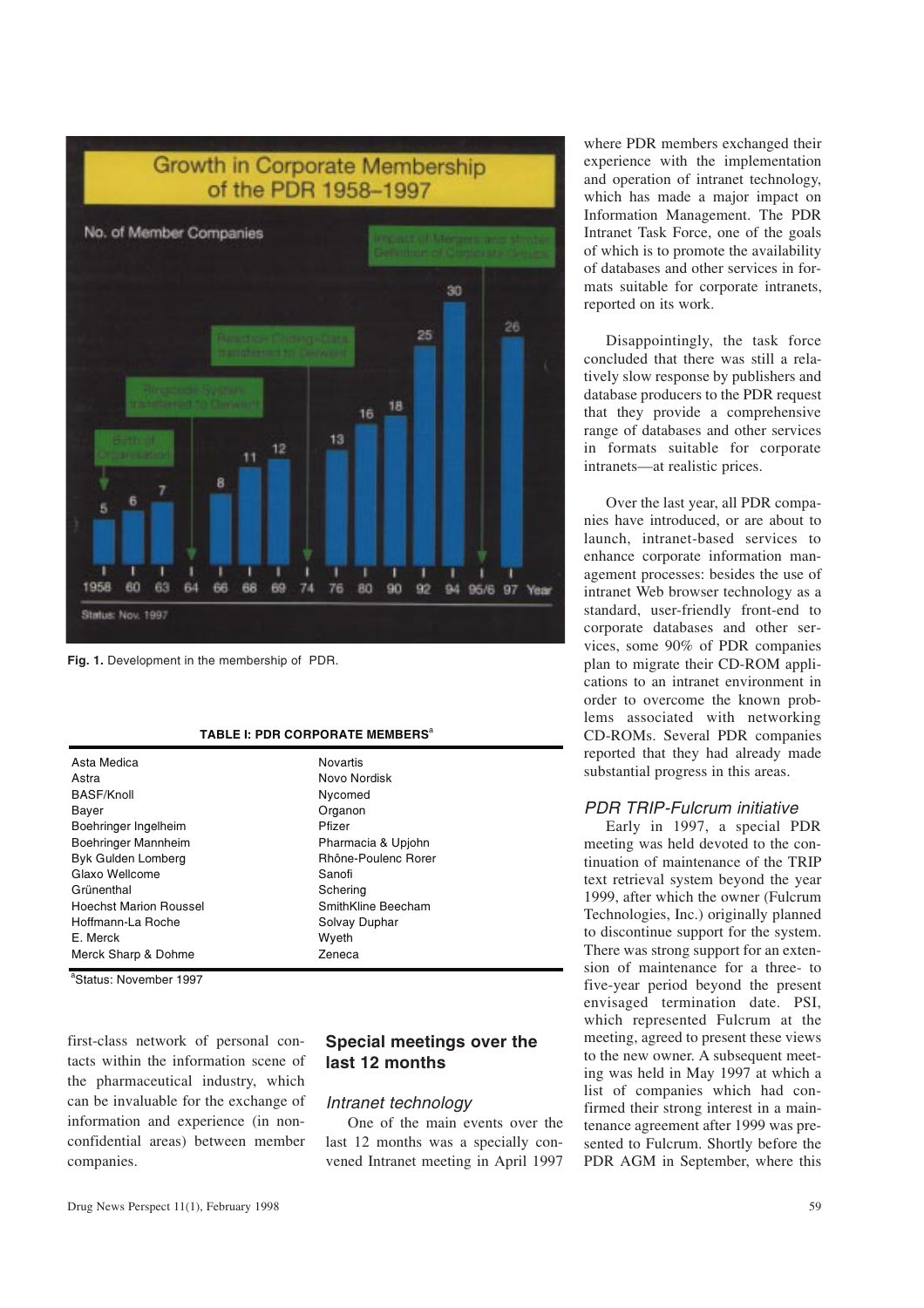Fig. 1. Development in the membership of PDR.

**TABLE I: PDR CORPORATE MEMBERS**[a]

| | |
|---|---|
| Asta Medica | Novartis |
| Astra | Novo Nordisk |
| BASF/Knoll | Nycomed |
| Bayer | Organon |
| Boehringer Ingelheim | Pfizer |
| Boehringer Mannheim | Pharmacia & Upjohn |
| Byk Gulden Lomberg | Rhône-Poulenc Rorer |
| Glaxo Wellcome | Sanofi |
| Grünenthal | Schering |
| Hoechst Marion Roussel | SmithKline Beecham |
| Hoffmann-La Roche | Solvay Duphar |
| E. Merck | Wyeth |
| Merck Sharp & Dohme | Zeneca |

[a]Status: November 1997

first-class network of personal contacts within the information scene of the pharmaceutical industry, which can be invaluable for the exchange of information and experience (in non-confidential areas) between member companies.

## Special meetings over the last 12 months

### *Intranet technology*

One of the main events over the last 12 months was a specially convened Intranet meeting in April 1997 where PDR members exchanged their experience with the implementation and operation of intranet technology, which has made a major impact on Information Management. The PDR Intranet Task Force, one of the goals of which is to promote the availability of databases and other services in formats suitable for corporate intranets, reported on its work.

Disappointingly, the task force concluded that there was still a relatively slow response by publishers and database producers to the PDR request that they provide a comprehensive range of databases and other services in formats suitable for corporate intranets—at realistic prices.

Over the last year, all PDR companies have introduced, or are about to launch, intranet-based services to enhance corporate information management processes: besides the use of intranet Web browser technology as a standard, user-friendly front-end to corporate databases and other services, some 90% of PDR companies plan to migrate their CD-ROM applications to an intranet environment in order to overcome the known problems associated with networking CD-ROMs. Several PDR companies reported that they had already made substantial progress in this areas.

### *PDR TRIP-Fulcrum initiative*

Early in 1997, a special PDR meeting was held devoted to the continuation of maintenance of the TRIP text retrieval system beyond the year 1999, after which the owner (Fulcrum Technologies, Inc.) originally planned to discontinue support for the system. There was strong support for an extension of maintenance for a three- to five-year period beyond the present envisaged termination date. PSI, which represented Fulcrum at the meeting, agreed to present these views to the new owner. A subsequent meeting was held in May 1997 at which a list of companies which had confirmed their strong interest in a maintenance agreement after 1999 was presented to Fulcrum. Shortly before the PDR AGM in September, where this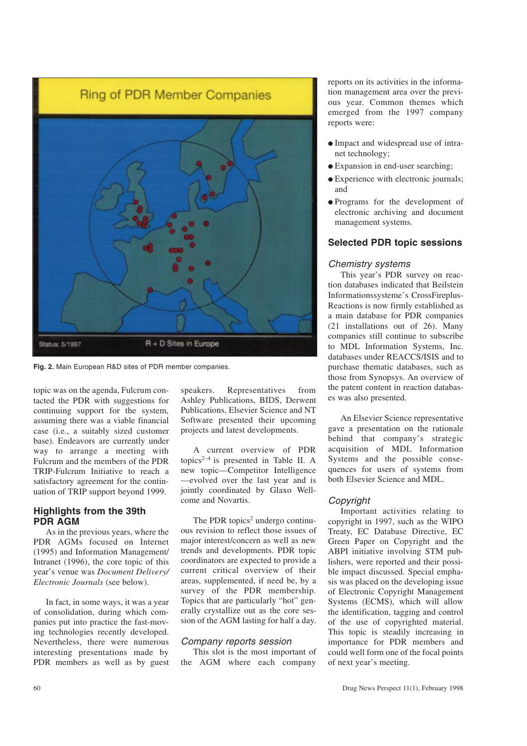Fig. 2. Main European R&D sites of PDR member companies.

topic was on the agenda, Fulcrum contacted the PDR with suggestions for continuing support for the system, assuming there was a viable financial case (i.e., a suitably sized customer base). Endeavors are currently under way to arrange a meeting with Fulcrum and the members of the PDR TRIP-Fulcrum Initiative to reach a satisfactory agreement for the continuation of TRIP support beyond 1999.

## Highlights from the 39th PDR AGM

As in the previous years, where the PDR AGMs focused on Internet (1995) and Information Management/ Intranet (1996), the core topic of this year's venue was *Document Delivery/ Electronic Journals* (see below).

In fact, in some ways, it was a year of consolidation, during which companies put into practice the fast-moving technologies recently developed. Nevertheless, there were numerous interesting presentations made by PDR members as well as by guest speakers. Representatives from Ashley Publications, BIDS, Derwent Publications, Elsevier Science and NT Software presented their upcoming projects and latest developments.

A current overview of PDR topics[2–4] is presented in Table II. A new topic—Competitor Intelligence—evolved over the last year and is jointly coordinated by Glaxo Wellcome and Novartis.

The PDR topics[2] undergo continuous revision to reflect those issues of major interest/concern as well as new trends and developments. PDR topic coordinators are expected to provide a current critical overview of their areas, supplemented, if need be, by a survey of the PDR membership. Topics that are particularly "hot" generally crystallize out as the core session of the AGM lasting for half a day.

### *Company reports session*

This slot is the most important of the AGM where each company reports on its activities in the information management area over the previous year. Common themes which emerged from the 1997 company reports were:

- Impact and widespread use of intranet technology;
- Expansion in end-user searching;
- Experience with electronic journals; and
- Programs for the development of electronic archiving and document management systems.

## Selected PDR topic sessions

### *Chemistry systems*

This year's PDR survey on reaction databases indicated that Beilstein Informationssysteme's CrossFireplus-Reactions is now firmly established as a main database for PDR companies (21 installations out of 26). Many companies still continue to subscribe to MDL Information Systems, Inc. databases under REACCS/ISIS and to purchase thematic databases, such as those from Synopsys. An overview of the patent content in reaction databases was also presented.

An Elsevier Science representative gave a presentation on the rationale behind that company's strategic acquisition of MDL Information Systems and the possible consequences for users of systems from both Elsevier Science and MDL.

### *Copyright*

Important activities relating to copyright in 1997, such as the WIPO Treaty, EC Database Directive, EC Green Paper on Copyright and the ABPI initiative involving STM publishers, were reported and their possible impact discussed. Special emphasis was placed on the developing issue of Electronic Copyright Management Systems (ECMS), which will allow the identification, tagging and control of the use of copyrighted material. This topic is steadily increasing in importance for PDR members and could well form one of the focal points of next year's meeting.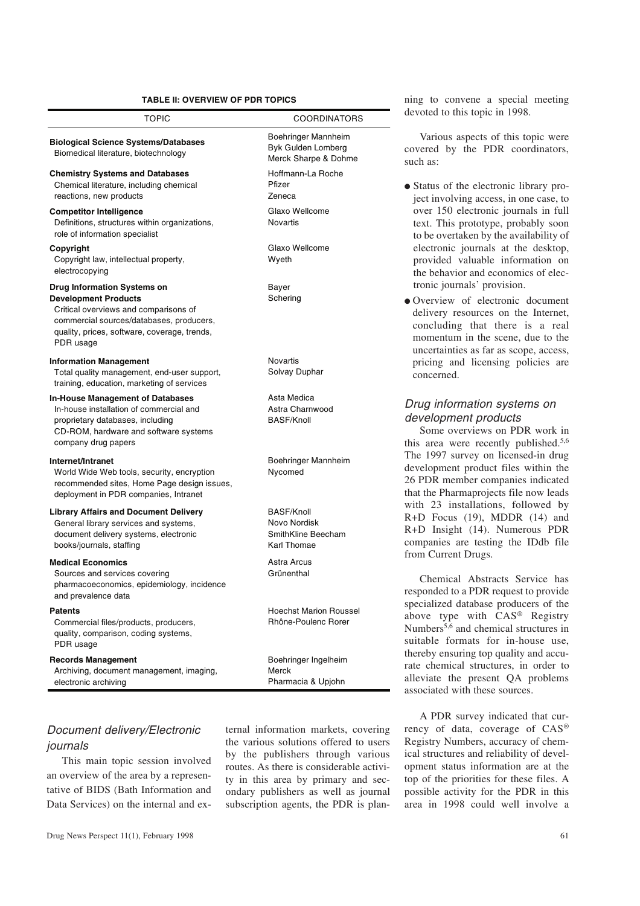**TABLE II: OVERVIEW OF PDR TOPICS**

| TOPIC | COORDINATORS |
|---|---|
| **Biological Science Systems/Databases**<br>Biomedical literature, biotechnology | Boehringer Mannheim<br>Byk Gulden Lomberg<br>Merck Sharpe & Dohme |
| **Chemistry Systems and Databases**<br>Chemical literature, including chemical reactions, new products | Hoffmann-La Roche<br>Pfizer<br>Zeneca |
| **Competitor Intelligence**<br>Definitions, structures within organizations, role of information specialist | Glaxo Wellcome<br>Novartis |
| **Copyright**<br>Copyright law, intellectual property, electrocopying | Glaxo Wellcome<br>Wyeth |
| **Drug Information Systems on Development Products**<br>Critical overviews and comparisons of commercial sources/databases, producers, quality, prices, software, coverage, trends, PDR usage | Bayer<br>Schering |
| **Information Management**<br>Total quality management, end-user support, training, education, marketing of services | Novartis<br>Solvay Duphar |
| **In-House Management of Databases**<br>In-house installation of commercial and proprietary databases, including CD-ROM, hardware and software systems company drug papers | Asta Medica<br>Astra Charnwood<br>BASF/Knoll |
| **Internet/Intranet**<br>World Wide Web tools, security, encryption recommended sites, Home Page design issues, deployment in PDR companies, Intranet | Boehringer Mannheim<br>Nycomed |
| **Library Affairs and Document Delivery**<br>General library services and systems, document delivery systems, electronic books/journals, staffing | BASF/Knoll<br>Novo Nordisk<br>SmithKline Beecham<br>Karl Thomae |
| **Medical Economics**<br>Sources and services covering pharmacoeconomics, epidemiology, incidence and prevalence data | Astra Arcus<br>Grünenthal |
| **Patents**<br>Commercial files/products, producers, quality, comparison, coding systems, PDR usage | Hoechst Marion Roussel<br>Rhône-Poulenc Rorer |
| **Records Management**<br>Archiving, document management, imaging, electronic archiving | Boehringer Ingelheim<br>Merck<br>Pharmacia & Upjohn |

### *Document delivery/Electronic journals*

This main topic session involved an overview of the area by a representative of BIDS (Bath Information and Data Services) on the internal and external information markets, covering the various solutions offered to users by the publishers through various routes. As there is considerable activity in this area by primary and secondary publishers as well as journal subscription agents, the PDR is planning to convene a special meeting devoted to this topic in 1998.

Various aspects of this topic were covered by the PDR coordinators, such as:

- Status of the electronic library project involving access, in one case, to over 150 electronic journals in full text. This prototype, probably soon to be overtaken by the availability of electronic journals at the desktop, provided valuable information on the behavior and economics of electronic journals' provision.
- Overview of electronic document delivery resources on the Internet, concluding that there is a real momentum in the scene, due to the uncertainties as far as scope, access, pricing and licensing policies are concerned.

### *Drug information systems on development products*

Some overviews on PDR work in this area were recently published.[5,6] The 1997 survey on licensed-in drug development product files within the 26 PDR member companies indicated that the Pharmaprojects file now leads with 23 installations, followed by R+D Focus (19), MDDR (14) and R+D Insight (14). Numerous PDR companies are testing the IDdb file from Current Drugs.

Chemical Abstracts Service has responded to a PDR request to provide specialized database producers of the above type with CAS® Registry Numbers[5,6] and chemical structures in suitable formats for in-house use, thereby ensuring top quality and accurate chemical structures, in order to alleviate the present QA problems associated with these sources.

A PDR survey indicated that currency of data, coverage of CAS® Registry Numbers, accuracy of chemical structures and reliability of development status information are at the top of the priorities for these files. A possible activity for the PDR in this area in 1998 could well involve a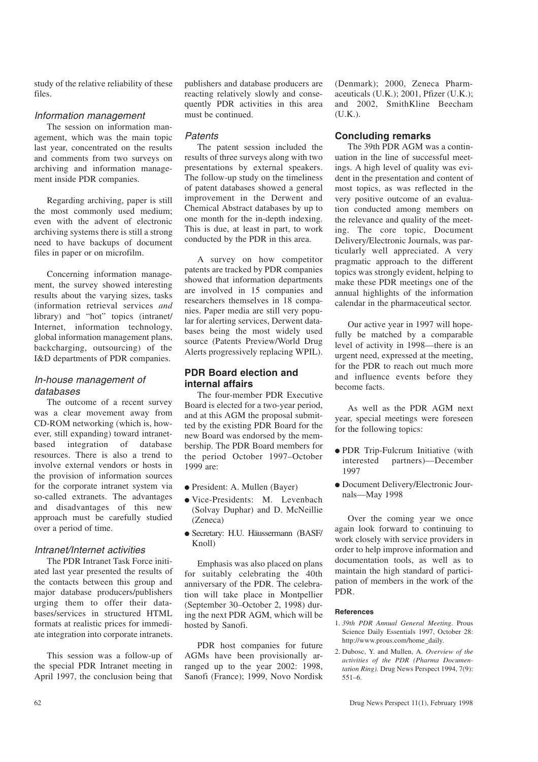study of the relative reliability of these files.

### Information management

The session on information management, which was the main topic last year, concentrated on the results and comments from two surveys on archiving and information management inside PDR companies.

Regarding archiving, paper is still the most commonly used medium; even with the advent of electronic archiving systems there is still a strong need to have backups of document files in paper or on microfilm.

Concerning information management, the survey showed interesting results about the varying sizes, tasks (information retrieval services *and* library) and "hot" topics (intranet/Internet, information technology, global information management plans, backcharging, outsourcing) of the I&D departments of PDR companies.

### In-house management of databases

The outcome of a recent survey was a clear movement away from CD-ROM networking (which is, however, still expanding) toward intranet-based integration of database resources. There is also a trend to involve external vendors or hosts in the provision of information sources for the corporate intranet system via so-called extranets. The advantages and disadvantages of this new approach must be carefully studied over a period of time.

### Intranet/Internet activities

The PDR Intranet Task Force initiated last year presented the results of the contacts between this group and major database producers/publishers urging them to offer their databases/services in structured HTML formats at realistic prices for immediate integration into corporate intranets.

This session was a follow-up of the special PDR Intranet meeting in April 1997, the conclusion being that publishers and database producers are reacting relatively slowly and consequently PDR activities in this area must be continued.

### Patents

The patent session included the results of three surveys along with two presentations by external speakers. The follow-up study on the timeliness of patent databases showed a general improvement in the Derwent and Chemical Abstract databases by up to one month for the in-depth indexing. This is due, at least in part, to work conducted by the PDR in this area.

A survey on how competitor patents are tracked by PDR companies showed that information departments are involved in 15 companies and researchers themselves in 18 companies. Paper media are still very popular for alerting services, Derwent databases being the most widely used source (Patents Preview/World Drug Alerts progressively replacing WPIL).

## PDR Board election and internal affairs

The four-member PDR Executive Board is elected for a two-year period, and at this AGM the proposal submitted by the existing PDR Board for the new Board was endorsed by the membership. The PDR Board members for the period October 1997–October 1999 are:

- President: A. Mullen (Bayer)
- Vice-Presidents: M. Levenbach (Solvay Duphar) and D. McNeillie (Zeneca)
- Secretary: H.U. Häussermann (BASF/Knoll)

Emphasis was also placed on plans for suitably celebrating the 40th anniversary of the PDR. The celebration will take place in Montpellier (September 30–October 2, 1998) during the next PDR AGM, which will be hosted by Sanofi.

PDR host companies for future AGMs have been provisionally arranged up to the year 2002: 1998, Sanofi (France); 1999, Novo Nordisk (Denmark); 2000, Zeneca Pharmaceuticals (U.K.); 2001, Pfizer (U.K.); and 2002, SmithKline Beecham (U.K.).

## Concluding remarks

The 39th PDR AGM was a continuation in the line of successful meetings. A high level of quality was evident in the presentation and content of most topics, as was reflected in the very positive outcome of an evaluation conducted among members on the relevance and quality of the meeting. The core topic, Document Delivery/Electronic Journals, was particularly well appreciated. A very pragmatic approach to the different topics was strongly evident, helping to make these PDR meetings one of the annual highlights of the information calendar in the pharmaceutical sector.

Our active year in 1997 will hopefully be matched by a comparable level of activity in 1998—there is an urgent need, expressed at the meeting, for the PDR to reach out much more and influence events before they become facts.

As well as the PDR AGM next year, special meetings were foreseen for the following topics:

- PDR Trip-Fulcrum Initiative (with interested partners)—December 1997
- Document Delivery/Electronic Journals—May 1998

Over the coming year we once again look forward to continuing to work closely with service providers in order to help improve information and documentation tools, as well as to maintain the high standard of participation of members in the work of the PDR.

#### References

1. *39th PDR Annual General Meeting*. Prous Science Daily Essentials 1997, October 28: http://www.prous.com/home_daily.
2. Dubosc, Y. and Mullen, A. *Overview of the activities of the PDR (Pharma Documentation Ring).* Drug News Perspect 1994, 7(9): 551–6.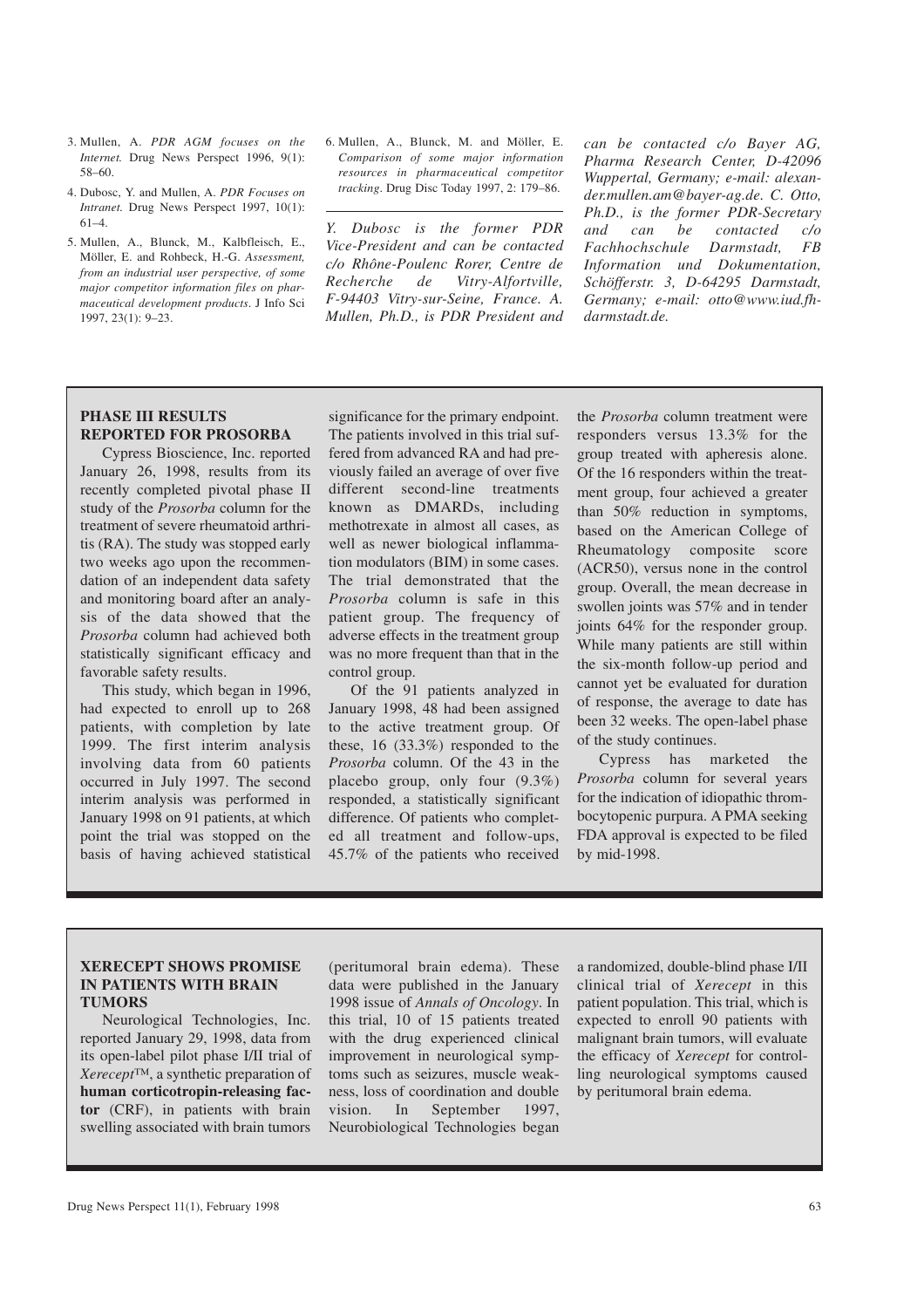3. Mullen, A. *PDR AGM focuses on the Internet.* Drug News Perspect 1996, 9(1): 58–60.

4. Dubosc, Y. and Mullen, A. *PDR Focuses on Intranet.* Drug News Perspect 1997, 10(1): 61–4.

5. Mullen, A., Blunck, M., Kalbfleisch, E., Möller, E. and Rohbeck, H.-G. *Assessment, from an industrial user perspective, of some major competitor information files on pharmaceutical development products*. J Info Sci 1997, 23(1): 9–23.

6. Mullen, A., Blunck, M. and Möller, E. *Comparison of some major information resources in pharmaceutical competitor tracking*. Drug Disc Today 1997, 2: 179–86.

*Y. Dubosc is the former PDR Vice-President and can be contacted c/o Rhône-Poulenc Rorer, Centre de Recherche de Vitry-Alfortville, F-94403 Vitry-sur-Seine, France. A. Mullen, Ph.D., is PDR President and can be contacted c/o Bayer AG, Pharma Research Center, D-42096 Wuppertal, Germany; e-mail: alexander.mullen.am@bayer-ag.de. C. Otto, Ph.D., is the former PDR-Secretary and can be contacted c/o Fachhochschule Darmstadt, FB Information und Dokumentation, Schöfferstr. 3, D-64295 Darmstadt, Germany; e-mail: otto@www.iud.fh-darmstadt.de.*

## PHASE III RESULTS REPORTED FOR PROSORBA

Cypress Bioscience, Inc. reported January 26, 1998, results from its recently completed pivotal phase II study of the *Prosorba* column for the treatment of severe rheumatoid arthritis (RA). The study was stopped early two weeks ago upon the recommendation of an independent data safety and monitoring board after an analysis of the data showed that the *Prosorba* column had achieved both statistically significant efficacy and favorable safety results.

This study, which began in 1996, had expected to enroll up to 268 patients, with completion by late 1999. The first interim analysis involving data from 60 patients occurred in July 1997. The second interim analysis was performed in January 1998 on 91 patients, at which point the trial was stopped on the basis of having achieved statistical significance for the primary endpoint. The patients involved in this trial suffered from advanced RA and had previously failed an average of over five different second-line treatments known as DMARDs, including methotrexate in almost all cases, as well as newer biological inflammation modulators (BIM) in some cases. The trial demonstrated that the *Prosorba* column is safe in this patient group. The frequency of adverse effects in the treatment group was no more frequent than that in the control group.

Of the 91 patients analyzed in January 1998, 48 had been assigned to the active treatment group. Of these, 16 (33.3%) responded to the *Prosorba* column. Of the 43 in the placebo group, only four (9.3%) responded, a statistically significant difference. Of patients who completed all treatment and follow-ups, 45.7% of the patients who received the *Prosorba* column treatment were responders versus 13.3% for the group treated with apheresis alone. Of the 16 responders within the treatment group, four achieved a greater than 50% reduction in symptoms, based on the American College of Rheumatology composite score (ACR50), versus none in the control group. Overall, the mean decrease in swollen joints was 57% and in tender joints 64% for the responder group. While many patients are still within the six-month follow-up period and cannot yet be evaluated for duration of response, the average to date has been 32 weeks. The open-label phase of the study continues.

Cypress has marketed the *Prosorba* column for several years for the indication of idiopathic thrombocytopenic purpura. A PMA seeking FDA approval is expected to be filed by mid-1998.

## XERECEPT SHOWS PROMISE IN PATIENTS WITH BRAIN TUMORS

Neurological Technologies, Inc. reported January 29, 1998, data from its open-label pilot phase I/II trial of *Xerecept*™, a synthetic preparation of **human corticotropin-releasing factor** (CRF), in patients with brain swelling associated with brain tumors (peritumoral brain edema). These data were published in the January 1998 issue of *Annals of Oncology*. In this trial, 10 of 15 patients treated with the drug experienced clinical improvement in neurological symptoms such as seizures, muscle weakness, loss of coordination and double vision. In September 1997, Neurobiological Technologies began a randomized, double-blind phase I/II clinical trial of *Xerecept* in this patient population. This trial, which is expected to enroll 90 patients with malignant brain tumors, will evaluate the efficacy of *Xerecept* for controlling neurological symptoms caused by peritumoral brain edema.